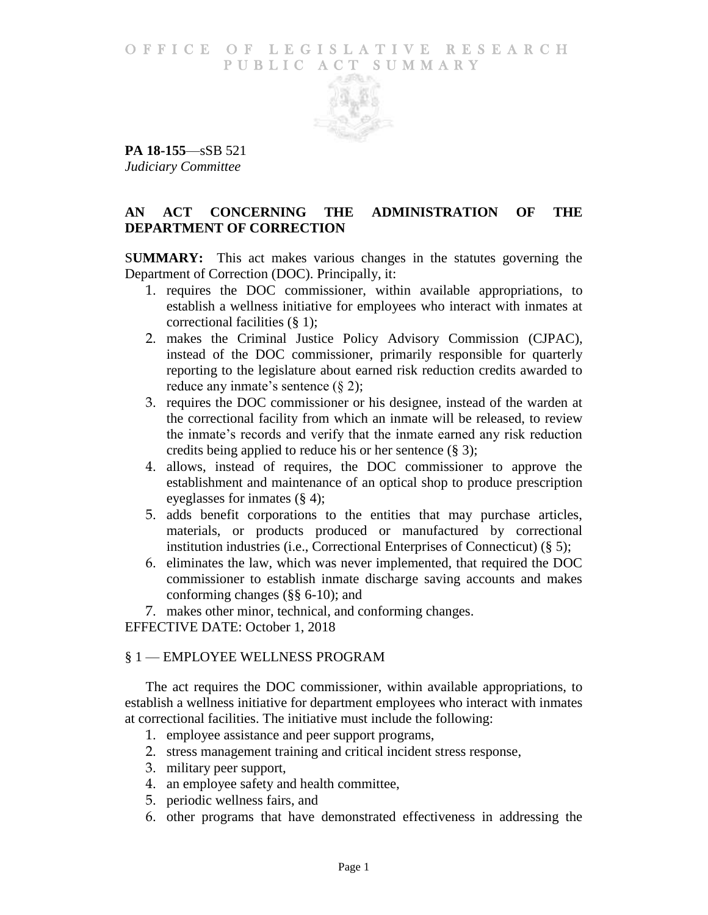# OFFICE OF LEGISLATIVE RESEARCH
# PUBLIC ACT SUMMARY

**PA 18-155**—sSB 521
*Judiciary Committee*

## AN ACT CONCERNING THE ADMINISTRATION OF THE DEPARTMENT OF CORRECTION

S**UMMARY:** This act makes various changes in the statutes governing the Department of Correction (DOC). Principally, it:

1. requires the DOC commissioner, within available appropriations, to establish a wellness initiative for employees who interact with inmates at correctional facilities (§ 1);
2. makes the Criminal Justice Policy Advisory Commission (CJPAC), instead of the DOC commissioner, primarily responsible for quarterly reporting to the legislature about earned risk reduction credits awarded to reduce any inmate's sentence (§ 2);
3. requires the DOC commissioner or his designee, instead of the warden at the correctional facility from which an inmate will be released, to review the inmate's records and verify that the inmate earned any risk reduction credits being applied to reduce his or her sentence (§ 3);
4. allows, instead of requires, the DOC commissioner to approve the establishment and maintenance of an optical shop to produce prescription eyeglasses for inmates (§ 4);
5. adds benefit corporations to the entities that may purchase articles, materials, or products produced or manufactured by correctional institution industries (i.e., Correctional Enterprises of Connecticut) (§ 5);
6. eliminates the law, which was never implemented, that required the DOC commissioner to establish inmate discharge saving accounts and makes conforming changes (§§ 6-10); and
7. makes other minor, technical, and conforming changes.

EFFECTIVE DATE: October 1, 2018

### § 1 — EMPLOYEE WELLNESS PROGRAM

The act requires the DOC commissioner, within available appropriations, to establish a wellness initiative for department employees who interact with inmates at correctional facilities. The initiative must include the following:

1. employee assistance and peer support programs,
2. stress management training and critical incident stress response,
3. military peer support,
4. an employee safety and health committee,
5. periodic wellness fairs, and
6. other programs that have demonstrated effectiveness in addressing the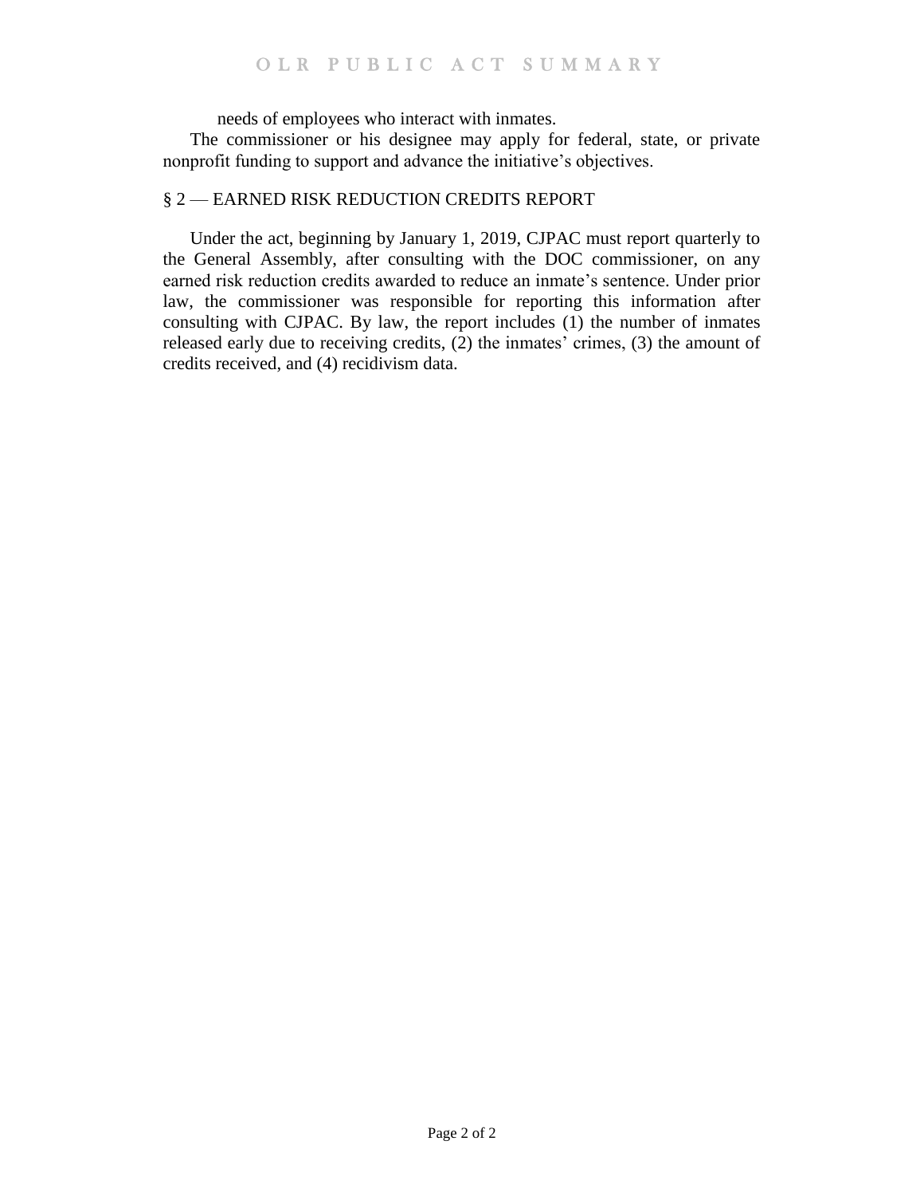needs of employees who interact with inmates.

The commissioner or his designee may apply for federal, state, or private nonprofit funding to support and advance the initiative's objectives.

## § 2 — EARNED RISK REDUCTION CREDITS REPORT

Under the act, beginning by January 1, 2019, CJPAC must report quarterly to the General Assembly, after consulting with the DOC commissioner, on any earned risk reduction credits awarded to reduce an inmate's sentence. Under prior law, the commissioner was responsible for reporting this information after consulting with CJPAC. By law, the report includes (1) the number of inmates released early due to receiving credits, (2) the inmates' crimes, (3) the amount of credits received, and (4) recidivism data.